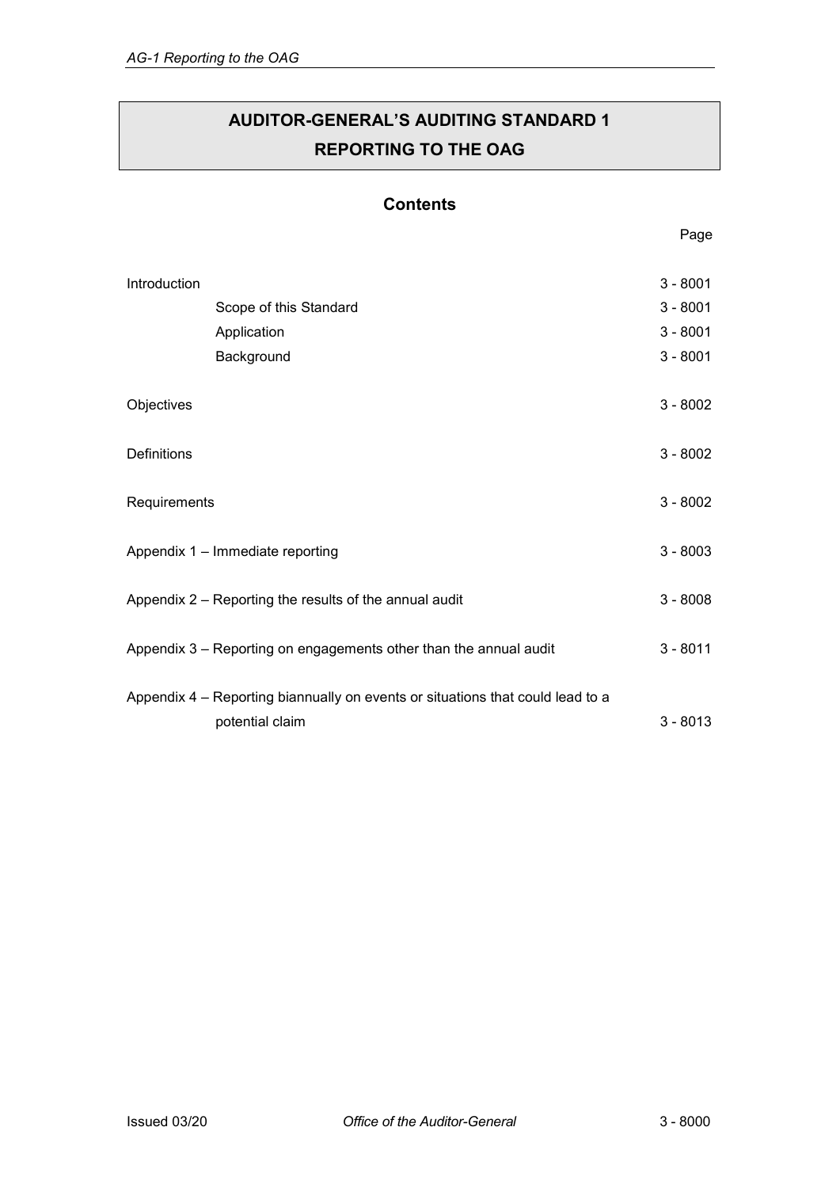# AUDITOR-GENERAL'S AUDITING STANDARD 1
# REPORTING TO THE OAG

## Contents

| | Page |
|---|---|
| Introduction | 3 - 8001 |
| Scope of this Standard | 3 - 8001 |
| Application | 3 - 8001 |
| Background | 3 - 8001 |
| Objectives | 3 - 8002 |
| Definitions | 3 - 8002 |
| Requirements | 3 - 8002 |
| Appendix 1 – Immediate reporting | 3 - 8003 |
| Appendix 2 – Reporting the results of the annual audit | 3 - 8008 |
| Appendix 3 – Reporting on engagements other than the annual audit | 3 - 8011 |
| Appendix 4 – Reporting biannually on events or situations that could lead to a potential claim | 3 - 8013 |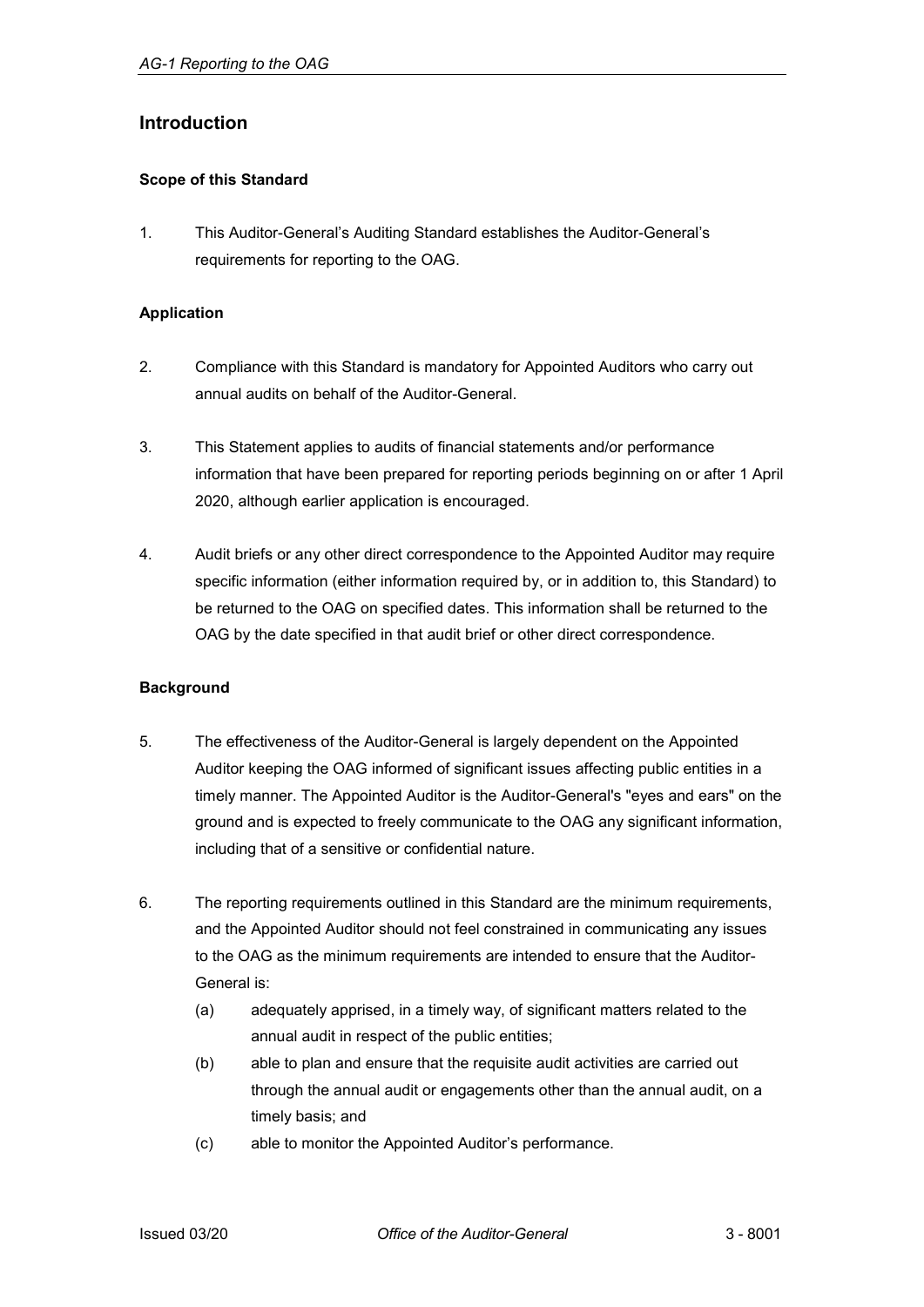## Introduction

### Scope of this Standard

1. This Auditor-General's Auditing Standard establishes the Auditor-General's requirements for reporting to the OAG.

### Application

2. Compliance with this Standard is mandatory for Appointed Auditors who carry out annual audits on behalf of the Auditor-General.

3. This Statement applies to audits of financial statements and/or performance information that have been prepared for reporting periods beginning on or after 1 April 2020, although earlier application is encouraged.

4. Audit briefs or any other direct correspondence to the Appointed Auditor may require specific information (either information required by, or in addition to, this Standard) to be returned to the OAG on specified dates. This information shall be returned to the OAG by the date specified in that audit brief or other direct correspondence.

### Background

5. The effectiveness of the Auditor-General is largely dependent on the Appointed Auditor keeping the OAG informed of significant issues affecting public entities in a timely manner. The Appointed Auditor is the Auditor-General's "eyes and ears" on the ground and is expected to freely communicate to the OAG any significant information, including that of a sensitive or confidential nature.

6. The reporting requirements outlined in this Standard are the minimum requirements, and the Appointed Auditor should not feel constrained in communicating any issues to the OAG as the minimum requirements are intended to ensure that the Auditor-General is:
   (a) adequately apprised, in a timely way, of significant matters related to the annual audit in respect of the public entities;
   (b) able to plan and ensure that the requisite audit activities are carried out through the annual audit or engagements other than the annual audit, on a timely basis; and
   (c) able to monitor the Appointed Auditor's performance.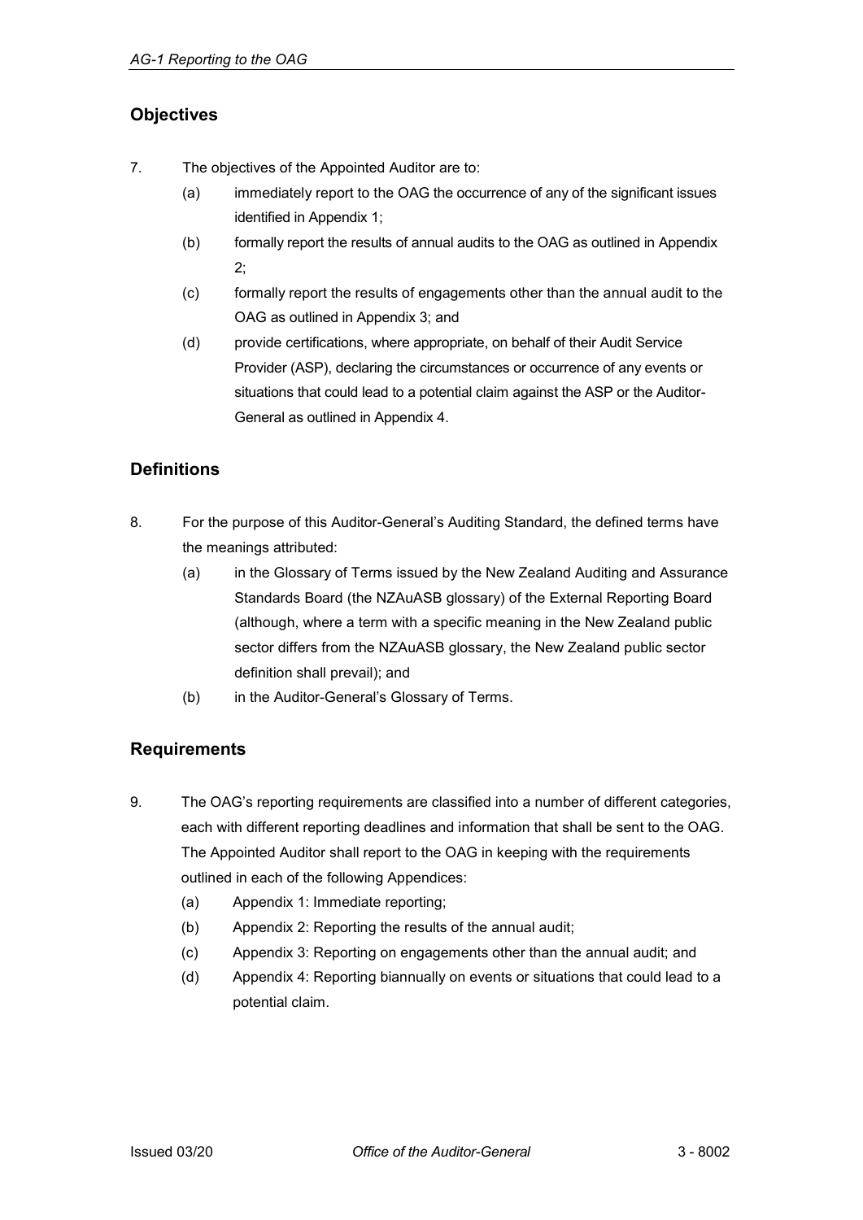## Objectives

7. The objectives of the Appointed Auditor are to:
   (a) immediately report to the OAG the occurrence of any of the significant issues identified in Appendix 1;
   (b) formally report the results of annual audits to the OAG as outlined in Appendix 2;
   (c) formally report the results of engagements other than the annual audit to the OAG as outlined in Appendix 3; and
   (d) provide certifications, where appropriate, on behalf of their Audit Service Provider (ASP), declaring the circumstances or occurrence of any events or situations that could lead to a potential claim against the ASP or the Auditor-General as outlined in Appendix 4.

## Definitions

8. For the purpose of this Auditor-General's Auditing Standard, the defined terms have the meanings attributed:
   (a) in the Glossary of Terms issued by the New Zealand Auditing and Assurance Standards Board (the NZAuASB glossary) of the External Reporting Board (although, where a term with a specific meaning in the New Zealand public sector differs from the NZAuASB glossary, the New Zealand public sector definition shall prevail); and
   (b) in the Auditor-General's Glossary of Terms.

## Requirements

9. The OAG's reporting requirements are classified into a number of different categories, each with different reporting deadlines and information that shall be sent to the OAG. The Appointed Auditor shall report to the OAG in keeping with the requirements outlined in each of the following Appendices:
   (a) Appendix 1: Immediate reporting;
   (b) Appendix 2: Reporting the results of the annual audit;
   (c) Appendix 3: Reporting on engagements other than the annual audit; and
   (d) Appendix 4: Reporting biannually on events or situations that could lead to a potential claim.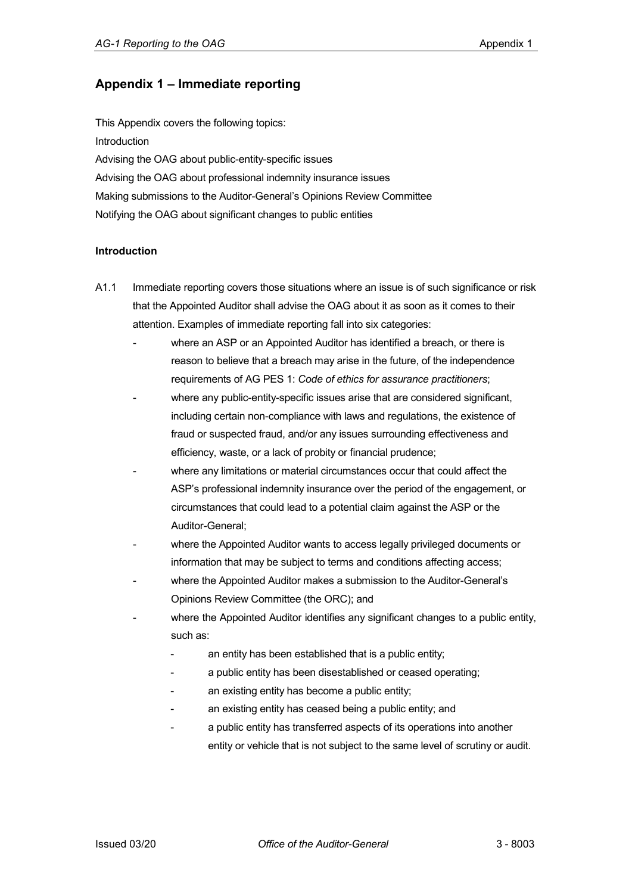## Appendix 1 – Immediate reporting

This Appendix covers the following topics:

Introduction

Advising the OAG about public-entity-specific issues

Advising the OAG about professional indemnity insurance issues

Making submissions to the Auditor-General's Opinions Review Committee

Notifying the OAG about significant changes to public entities

**Introduction**

A1.1 Immediate reporting covers those situations where an issue is of such significance or risk that the Appointed Auditor shall advise the OAG about it as soon as it comes to their attention. Examples of immediate reporting fall into six categories:

- where an ASP or an Appointed Auditor has identified a breach, or there is reason to believe that a breach may arise in the future, of the independence requirements of AG PES 1: *Code of ethics for assurance practitioners*;
- where any public-entity-specific issues arise that are considered significant, including certain non-compliance with laws and regulations, the existence of fraud or suspected fraud, and/or any issues surrounding effectiveness and efficiency, waste, or a lack of probity or financial prudence;
- where any limitations or material circumstances occur that could affect the ASP's professional indemnity insurance over the period of the engagement, or circumstances that could lead to a potential claim against the ASP or the Auditor-General;
- where the Appointed Auditor wants to access legally privileged documents or information that may be subject to terms and conditions affecting access;
- where the Appointed Auditor makes a submission to the Auditor-General's Opinions Review Committee (the ORC); and
- where the Appointed Auditor identifies any significant changes to a public entity, such as:
  - an entity has been established that is a public entity;
  - a public entity has been disestablished or ceased operating;
  - an existing entity has become a public entity;
  - an existing entity has ceased being a public entity; and
  - a public entity has transferred aspects of its operations into another entity or vehicle that is not subject to the same level of scrutiny or audit.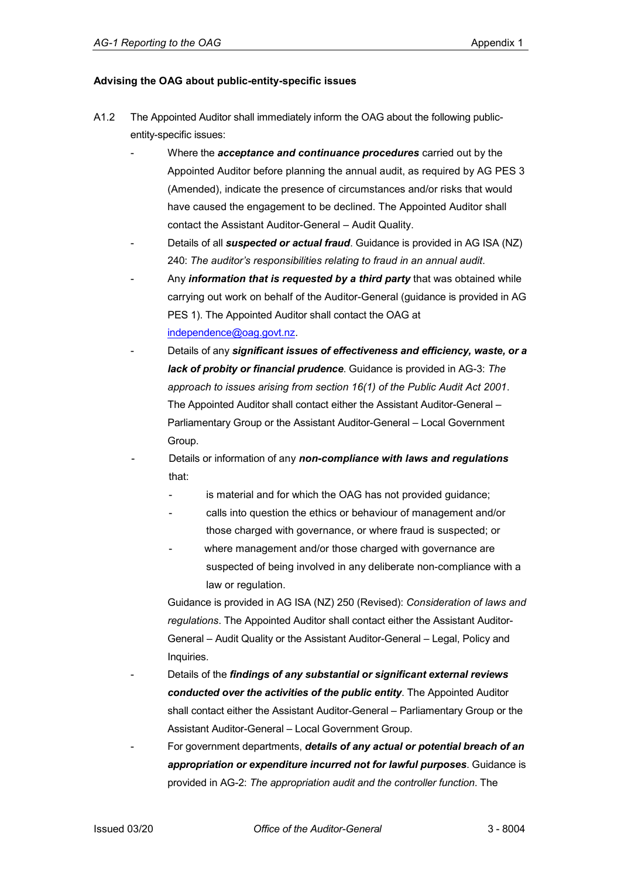**Advising the OAG about public-entity-specific issues**

A1.2 The Appointed Auditor shall immediately inform the OAG about the following public-entity-specific issues:

- Where the ***acceptance and continuance procedures*** carried out by the Appointed Auditor before planning the annual audit, as required by AG PES 3 (Amended), indicate the presence of circumstances and/or risks that would have caused the engagement to be declined. The Appointed Auditor shall contact the Assistant Auditor-General – Audit Quality.
- Details of all ***suspected or actual fraud***. Guidance is provided in AG ISA (NZ) 240: *The auditor's responsibilities relating to fraud in an annual audit*.
- Any ***information that is requested by a third party*** that was obtained while carrying out work on behalf of the Auditor-General (guidance is provided in AG PES 1). The Appointed Auditor shall contact the OAG at independence@oag.govt.nz.
- Details of any ***significant issues of effectiveness and efficiency, waste, or a lack of probity or financial prudence***. Guidance is provided in AG-3: *The approach to issues arising from section 16(1) of the Public Audit Act 2001*. The Appointed Auditor shall contact either the Assistant Auditor-General – Parliamentary Group or the Assistant Auditor-General – Local Government Group.
- Details or information of any ***non-compliance with laws and regulations*** that:
  - is material and for which the OAG has not provided guidance;
  - calls into question the ethics or behaviour of management and/or those charged with governance, or where fraud is suspected; or
  - where management and/or those charged with governance are suspected of being involved in any deliberate non-compliance with a law or regulation.

  Guidance is provided in AG ISA (NZ) 250 (Revised): *Consideration of laws and regulations*. The Appointed Auditor shall contact either the Assistant Auditor-General – Audit Quality or the Assistant Auditor-General – Legal, Policy and Inquiries.
- Details of the ***findings of any substantial or significant external reviews conducted over the activities of the public entity***. The Appointed Auditor shall contact either the Assistant Auditor-General – Parliamentary Group or the Assistant Auditor-General – Local Government Group.
- For government departments, ***details of any actual or potential breach of an appropriation or expenditure incurred not for lawful purposes***. Guidance is provided in AG-2: *The appropriation audit and the controller function*. The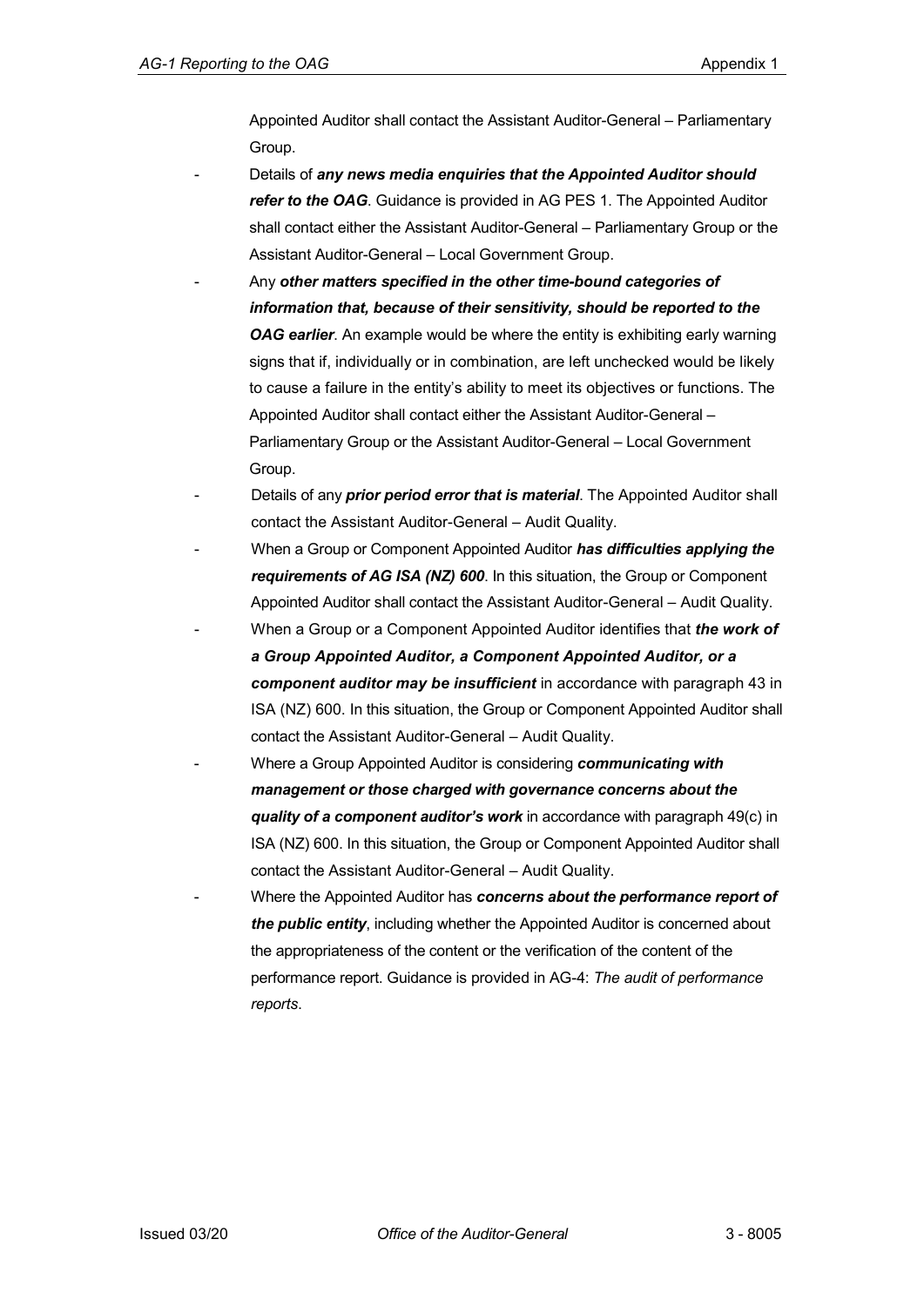Appointed Auditor shall contact the Assistant Auditor-General – Parliamentary Group.

- Details of ***any news media enquiries that the Appointed Auditor should refer to the OAG***. Guidance is provided in AG PES 1. The Appointed Auditor shall contact either the Assistant Auditor-General – Parliamentary Group or the Assistant Auditor-General – Local Government Group.
- Any ***other matters specified in the other time-bound categories of information that, because of their sensitivity, should be reported to the OAG earlier***. An example would be where the entity is exhibiting early warning signs that if, individually or in combination, are left unchecked would be likely to cause a failure in the entity's ability to meet its objectives or functions. The Appointed Auditor shall contact either the Assistant Auditor-General – Parliamentary Group or the Assistant Auditor-General – Local Government Group.
- Details of any ***prior period error that is material***. The Appointed Auditor shall contact the Assistant Auditor-General – Audit Quality.
- When a Group or Component Appointed Auditor ***has difficulties applying the requirements of AG ISA (NZ) 600***. In this situation, the Group or Component Appointed Auditor shall contact the Assistant Auditor-General – Audit Quality.
- When a Group or a Component Appointed Auditor identifies that ***the work of a Group Appointed Auditor, a Component Appointed Auditor, or a component auditor may be insufficient*** in accordance with paragraph 43 in ISA (NZ) 600. In this situation, the Group or Component Appointed Auditor shall contact the Assistant Auditor-General – Audit Quality.
- Where a Group Appointed Auditor is considering ***communicating with management or those charged with governance concerns about the quality of a component auditor's work*** in accordance with paragraph 49(c) in ISA (NZ) 600. In this situation, the Group or Component Appointed Auditor shall contact the Assistant Auditor-General – Audit Quality.
- Where the Appointed Auditor has ***concerns about the performance report of the public entity***, including whether the Appointed Auditor is concerned about the appropriateness of the content or the verification of the content of the performance report. Guidance is provided in AG-4: *The audit of performance reports*.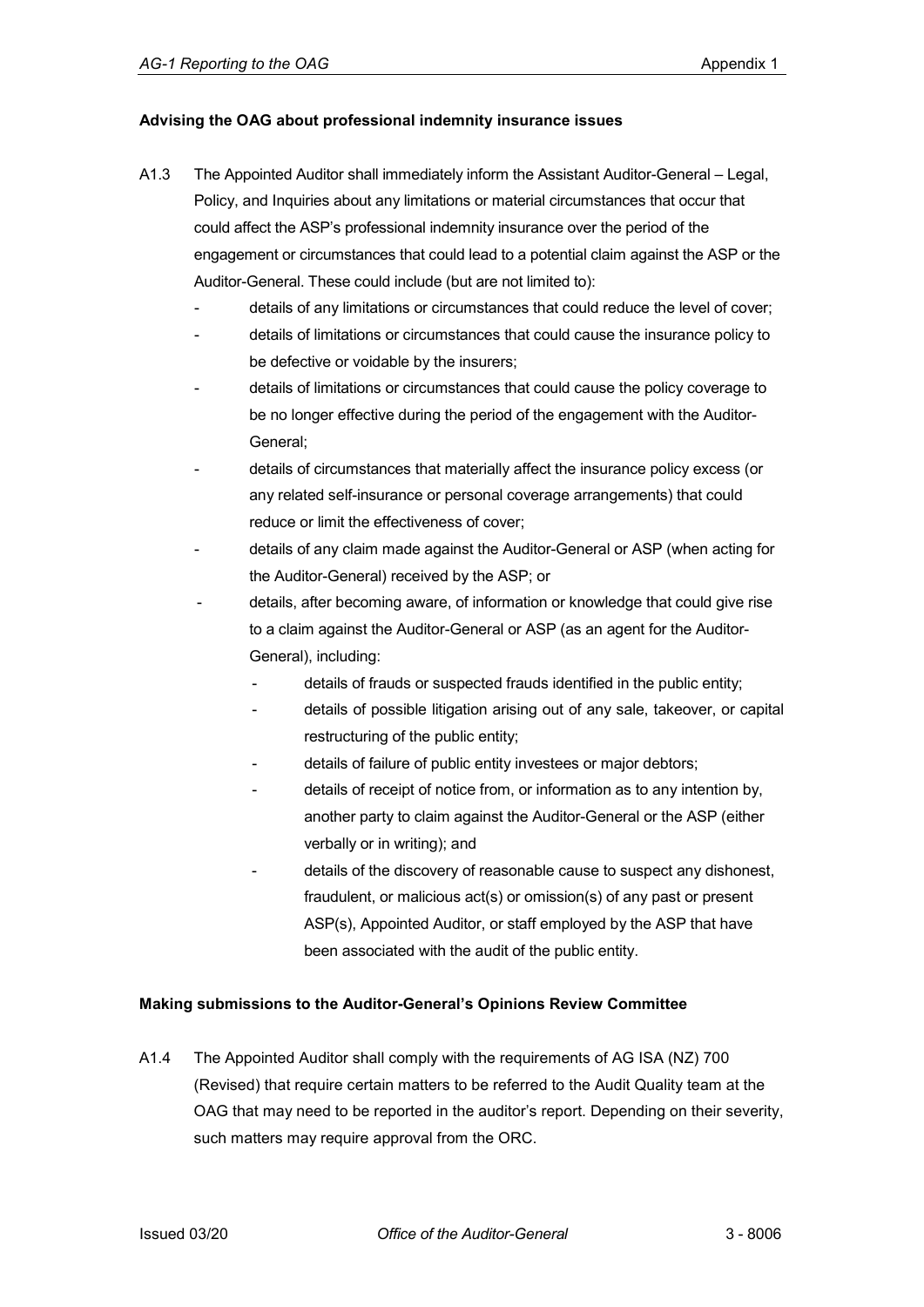**Advising the OAG about professional indemnity insurance issues**

A1.3 The Appointed Auditor shall immediately inform the Assistant Auditor-General – Legal, Policy, and Inquiries about any limitations or material circumstances that occur that could affect the ASP's professional indemnity insurance over the period of the engagement or circumstances that could lead to a potential claim against the ASP or the Auditor-General. These could include (but are not limited to):

- details of any limitations or circumstances that could reduce the level of cover;
- details of limitations or circumstances that could cause the insurance policy to be defective or voidable by the insurers;
- details of limitations or circumstances that could cause the policy coverage to be no longer effective during the period of the engagement with the Auditor-General;
- details of circumstances that materially affect the insurance policy excess (or any related self-insurance or personal coverage arrangements) that could reduce or limit the effectiveness of cover;
- details of any claim made against the Auditor-General or ASP (when acting for the Auditor-General) received by the ASP; or
- details, after becoming aware, of information or knowledge that could give rise to a claim against the Auditor-General or ASP (as an agent for the Auditor-General), including:
  - details of frauds or suspected frauds identified in the public entity;
  - details of possible litigation arising out of any sale, takeover, or capital restructuring of the public entity;
  - details of failure of public entity investees or major debtors;
  - details of receipt of notice from, or information as to any intention by, another party to claim against the Auditor-General or the ASP (either verbally or in writing); and
  - details of the discovery of reasonable cause to suspect any dishonest, fraudulent, or malicious act(s) or omission(s) of any past or present ASP(s), Appointed Auditor, or staff employed by the ASP that have been associated with the audit of the public entity.

**Making submissions to the Auditor-General's Opinions Review Committee**

A1.4 The Appointed Auditor shall comply with the requirements of AG ISA (NZ) 700 (Revised) that require certain matters to be referred to the Audit Quality team at the OAG that may need to be reported in the auditor's report. Depending on their severity, such matters may require approval from the ORC.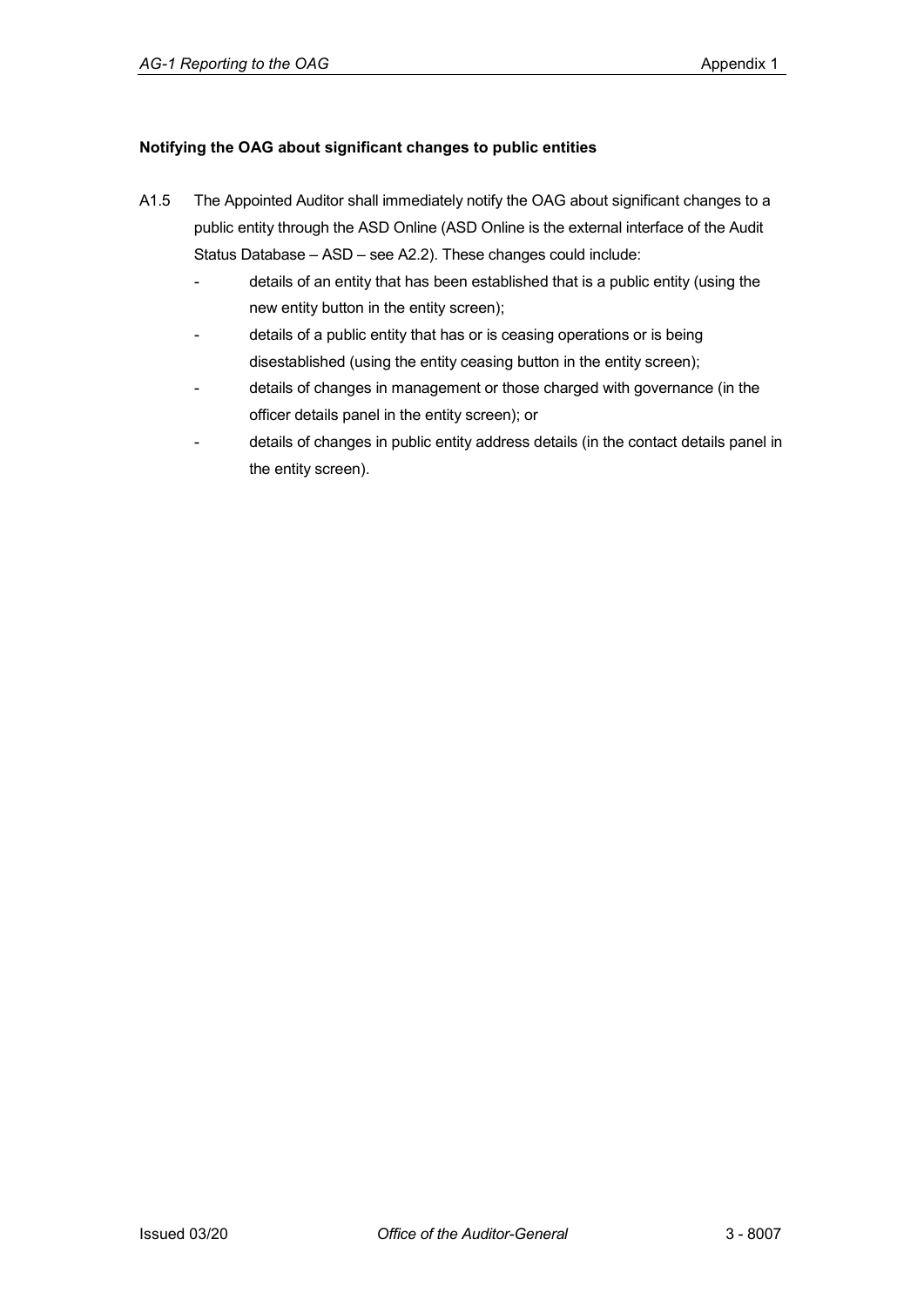**Notifying the OAG about significant changes to public entities**

A1.5 The Appointed Auditor shall immediately notify the OAG about significant changes to a public entity through the ASD Online (ASD Online is the external interface of the Audit Status Database – ASD – see A2.2). These changes could include:

- details of an entity that has been established that is a public entity (using the new entity button in the entity screen);
- details of a public entity that has or is ceasing operations or is being disestablished (using the entity ceasing button in the entity screen);
- details of changes in management or those charged with governance (in the officer details panel in the entity screen); or
- details of changes in public entity address details (in the contact details panel in the entity screen).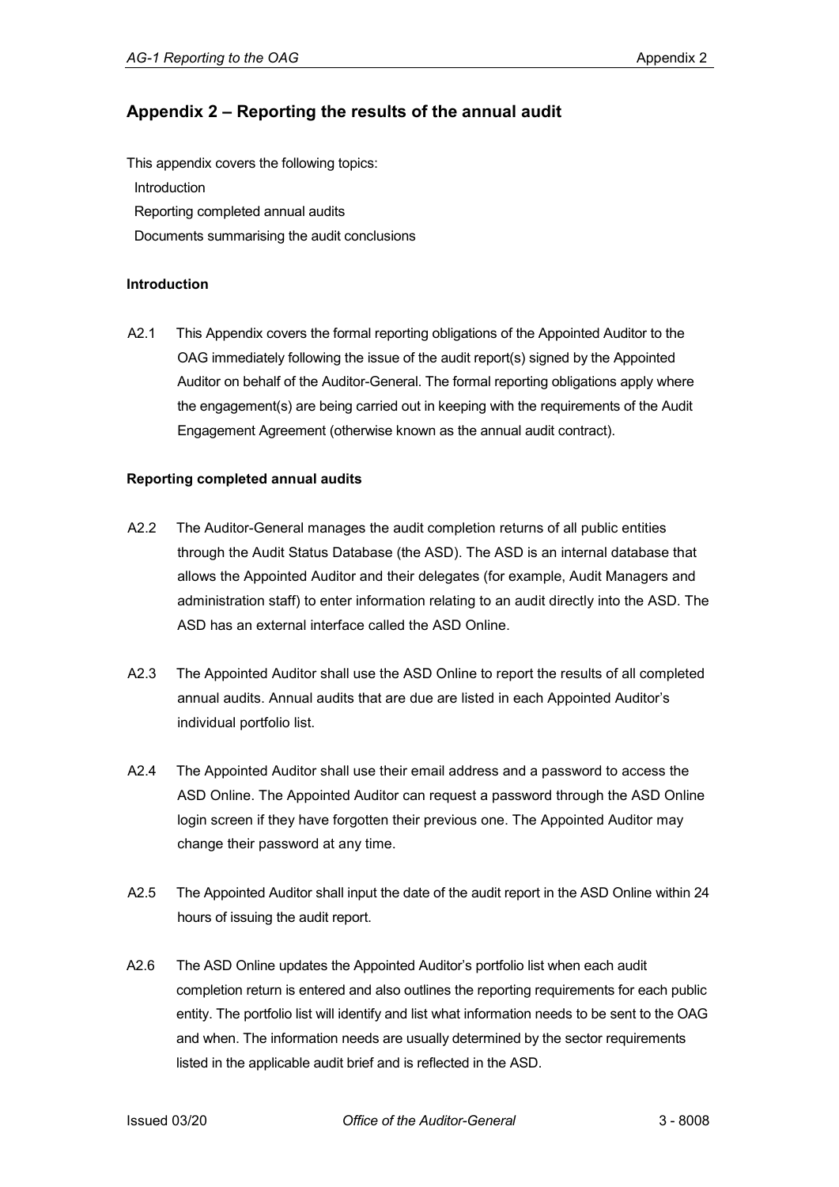## Appendix 2 – Reporting the results of the annual audit

This appendix covers the following topics:

- Introduction
- Reporting completed annual audits
- Documents summarising the audit conclusions

### Introduction

A2.1 This Appendix covers the formal reporting obligations of the Appointed Auditor to the OAG immediately following the issue of the audit report(s) signed by the Appointed Auditor on behalf of the Auditor-General. The formal reporting obligations apply where the engagement(s) are being carried out in keeping with the requirements of the Audit Engagement Agreement (otherwise known as the annual audit contract).

### Reporting completed annual audits

A2.2 The Auditor-General manages the audit completion returns of all public entities through the Audit Status Database (the ASD). The ASD is an internal database that allows the Appointed Auditor and their delegates (for example, Audit Managers and administration staff) to enter information relating to an audit directly into the ASD. The ASD has an external interface called the ASD Online.

A2.3 The Appointed Auditor shall use the ASD Online to report the results of all completed annual audits. Annual audits that are due are listed in each Appointed Auditor's individual portfolio list.

A2.4 The Appointed Auditor shall use their email address and a password to access the ASD Online. The Appointed Auditor can request a password through the ASD Online login screen if they have forgotten their previous one. The Appointed Auditor may change their password at any time.

A2.5 The Appointed Auditor shall input the date of the audit report in the ASD Online within 24 hours of issuing the audit report.

A2.6 The ASD Online updates the Appointed Auditor's portfolio list when each audit completion return is entered and also outlines the reporting requirements for each public entity. The portfolio list will identify and list what information needs to be sent to the OAG and when. The information needs are usually determined by the sector requirements listed in the applicable audit brief and is reflected in the ASD.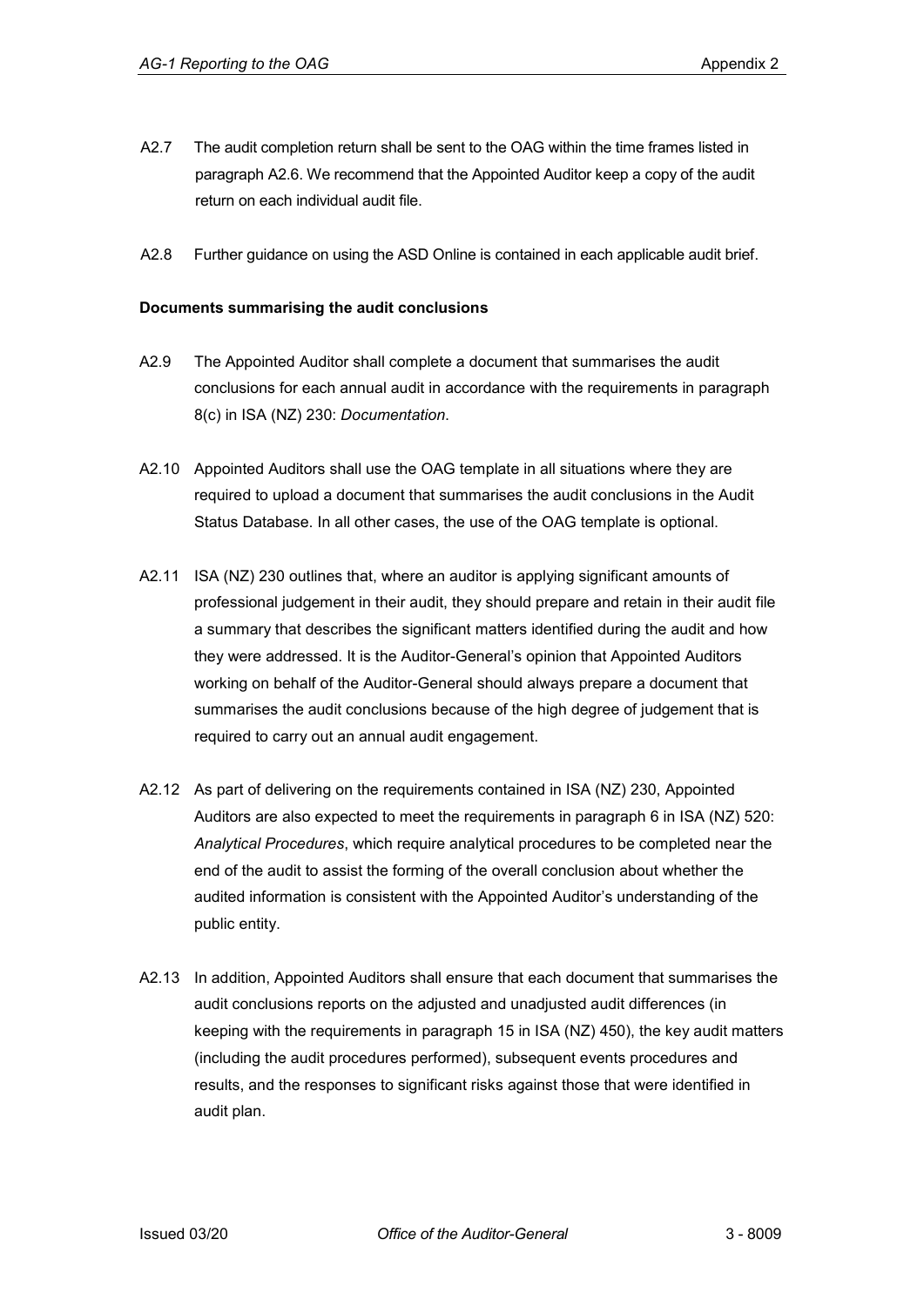A2.7 The audit completion return shall be sent to the OAG within the time frames listed in paragraph A2.6. We recommend that the Appointed Auditor keep a copy of the audit return on each individual audit file.

A2.8 Further guidance on using the ASD Online is contained in each applicable audit brief.

**Documents summarising the audit conclusions**

A2.9 The Appointed Auditor shall complete a document that summarises the audit conclusions for each annual audit in accordance with the requirements in paragraph 8(c) in ISA (NZ) 230: *Documentation*.

A2.10 Appointed Auditors shall use the OAG template in all situations where they are required to upload a document that summarises the audit conclusions in the Audit Status Database. In all other cases, the use of the OAG template is optional.

A2.11 ISA (NZ) 230 outlines that, where an auditor is applying significant amounts of professional judgement in their audit, they should prepare and retain in their audit file a summary that describes the significant matters identified during the audit and how they were addressed. It is the Auditor-General's opinion that Appointed Auditors working on behalf of the Auditor-General should always prepare a document that summarises the audit conclusions because of the high degree of judgement that is required to carry out an annual audit engagement.

A2.12 As part of delivering on the requirements contained in ISA (NZ) 230, Appointed Auditors are also expected to meet the requirements in paragraph 6 in ISA (NZ) 520: *Analytical Procedures*, which require analytical procedures to be completed near the end of the audit to assist the forming of the overall conclusion about whether the audited information is consistent with the Appointed Auditor's understanding of the public entity.

A2.13 In addition, Appointed Auditors shall ensure that each document that summarises the audit conclusions reports on the adjusted and unadjusted audit differences (in keeping with the requirements in paragraph 15 in ISA (NZ) 450), the key audit matters (including the audit procedures performed), subsequent events procedures and results, and the responses to significant risks against those that were identified in audit plan.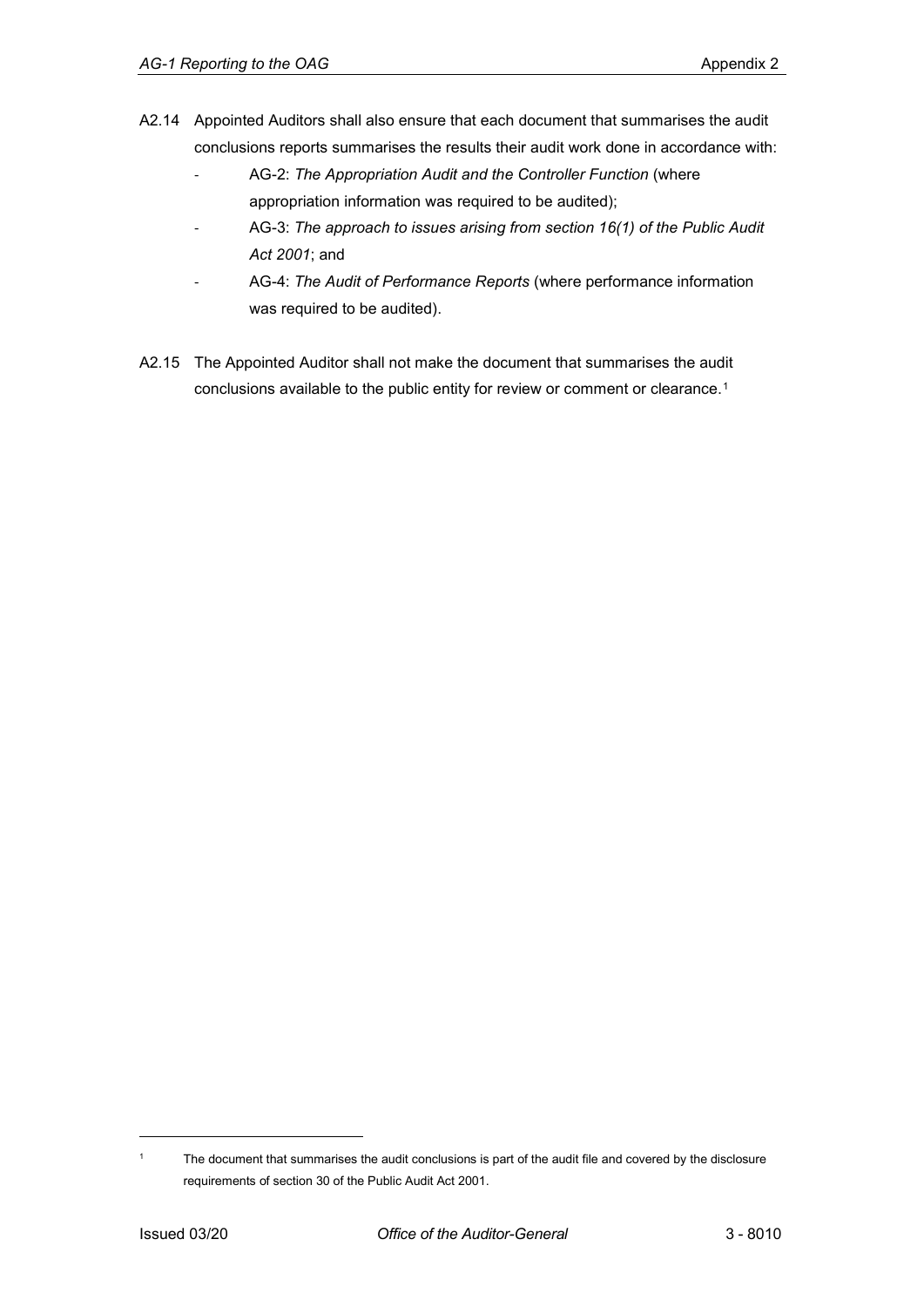A2.14 Appointed Auditors shall also ensure that each document that summarises the audit conclusions reports summarises the results their audit work done in accordance with:

- AG-2: *The Appropriation Audit and the Controller Function* (where appropriation information was required to be audited);
- AG-3: *The approach to issues arising from section 16(1) of the Public Audit Act 2001*; and
- AG-4: *The Audit of Performance Reports* (where performance information was required to be audited).

A2.15 The Appointed Auditor shall not make the document that summarises the audit conclusions available to the public entity for review or comment or clearance.[1]

[1] The document that summarises the audit conclusions is part of the audit file and covered by the disclosure requirements of section 30 of the Public Audit Act 2001.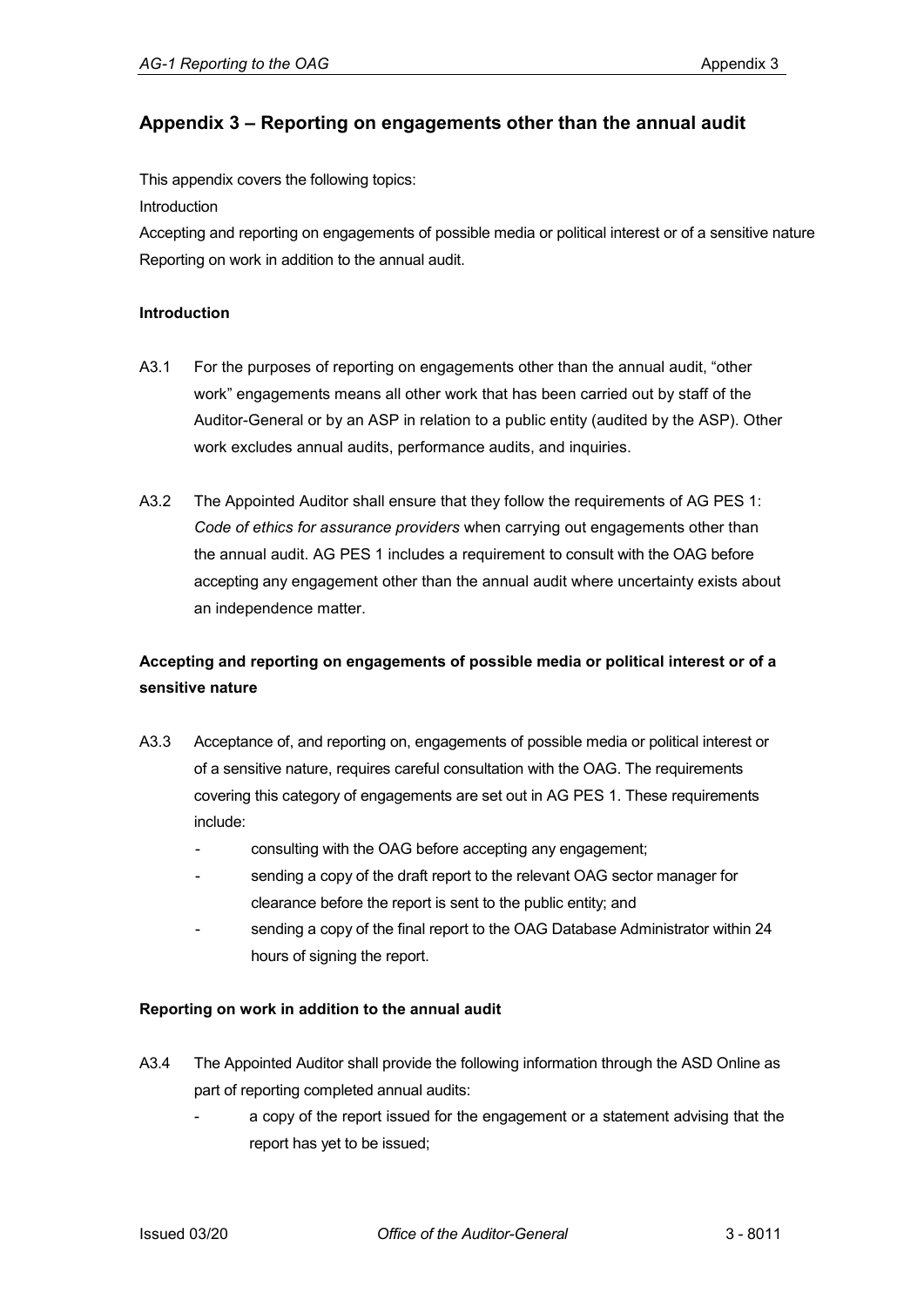## Appendix 3 – Reporting on engagements other than the annual audit

This appendix covers the following topics:

Introduction

Accepting and reporting on engagements of possible media or political interest or of a sensitive nature

Reporting on work in addition to the annual audit.

### Introduction

A3.1 For the purposes of reporting on engagements other than the annual audit, "other work" engagements means all other work that has been carried out by staff of the Auditor-General or by an ASP in relation to a public entity (audited by the ASP). Other work excludes annual audits, performance audits, and inquiries.

A3.2 The Appointed Auditor shall ensure that they follow the requirements of AG PES 1: *Code of ethics for assurance providers* when carrying out engagements other than the annual audit. AG PES 1 includes a requirement to consult with the OAG before accepting any engagement other than the annual audit where uncertainty exists about an independence matter.

### Accepting and reporting on engagements of possible media or political interest or of a sensitive nature

A3.3 Acceptance of, and reporting on, engagements of possible media or political interest or of a sensitive nature, requires careful consultation with the OAG. The requirements covering this category of engagements are set out in AG PES 1. These requirements include:

- consulting with the OAG before accepting any engagement;
- sending a copy of the draft report to the relevant OAG sector manager for clearance before the report is sent to the public entity; and
- sending a copy of the final report to the OAG Database Administrator within 24 hours of signing the report.

### Reporting on work in addition to the annual audit

A3.4 The Appointed Auditor shall provide the following information through the ASD Online as part of reporting completed annual audits:

- a copy of the report issued for the engagement or a statement advising that the report has yet to be issued;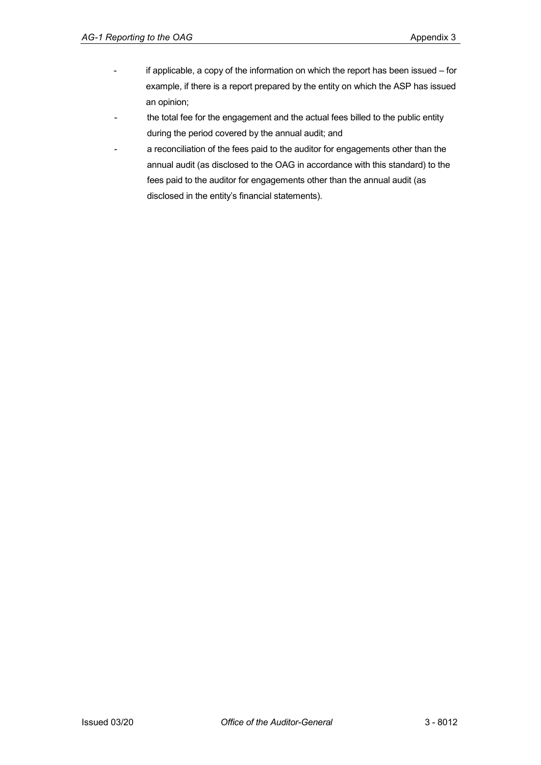- if applicable, a copy of the information on which the report has been issued – for example, if there is a report prepared by the entity on which the ASP has issued an opinion;
- the total fee for the engagement and the actual fees billed to the public entity during the period covered by the annual audit; and
- a reconciliation of the fees paid to the auditor for engagements other than the annual audit (as disclosed to the OAG in accordance with this standard) to the fees paid to the auditor for engagements other than the annual audit (as disclosed in the entity's financial statements).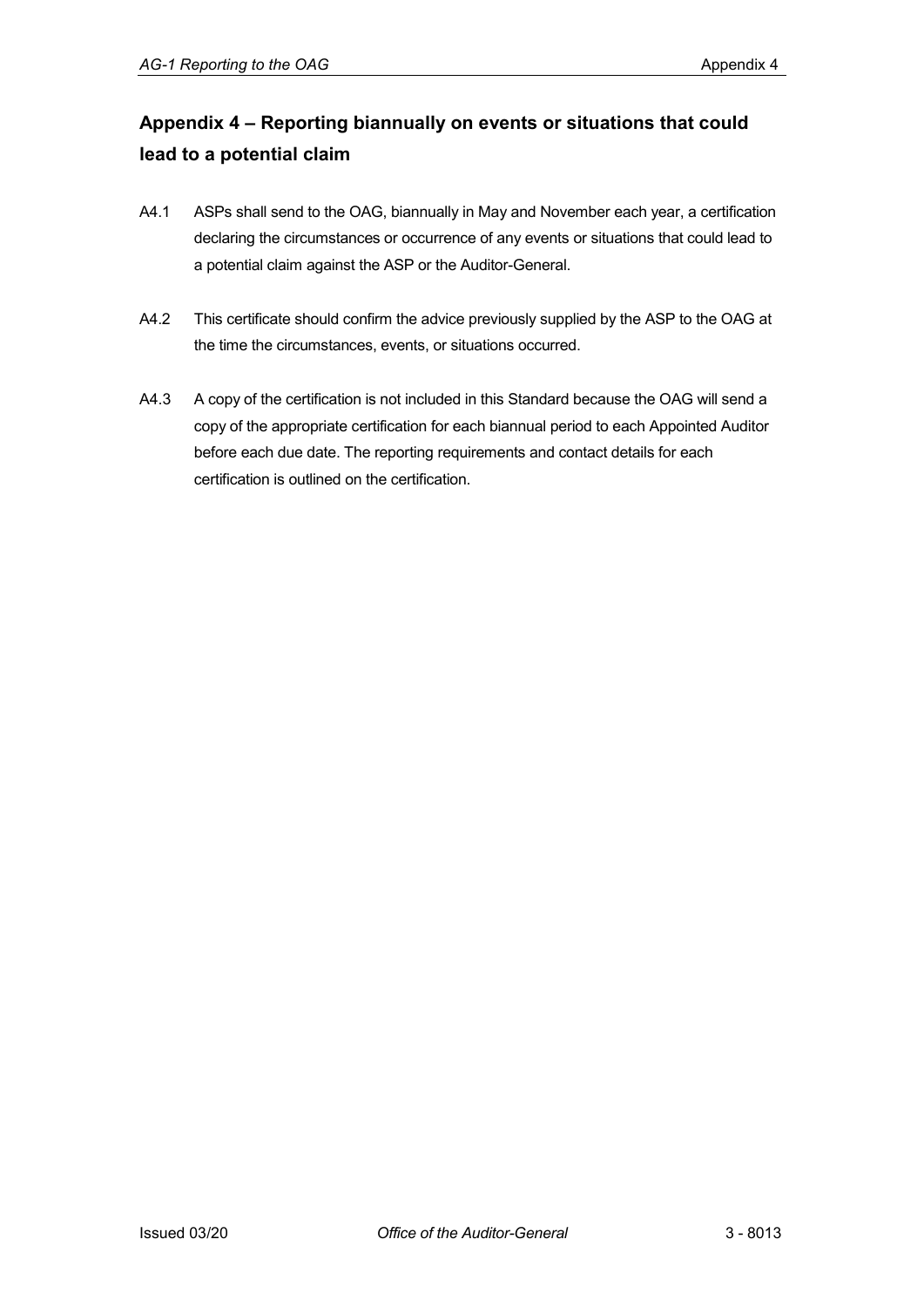## Appendix 4 – Reporting biannually on events or situations that could lead to a potential claim

A4.1 ASPs shall send to the OAG, biannually in May and November each year, a certification declaring the circumstances or occurrence of any events or situations that could lead to a potential claim against the ASP or the Auditor-General.

A4.2 This certificate should confirm the advice previously supplied by the ASP to the OAG at the time the circumstances, events, or situations occurred.

A4.3 A copy of the certification is not included in this Standard because the OAG will send a copy of the appropriate certification for each biannual period to each Appointed Auditor before each due date. The reporting requirements and contact details for each certification is outlined on the certification.